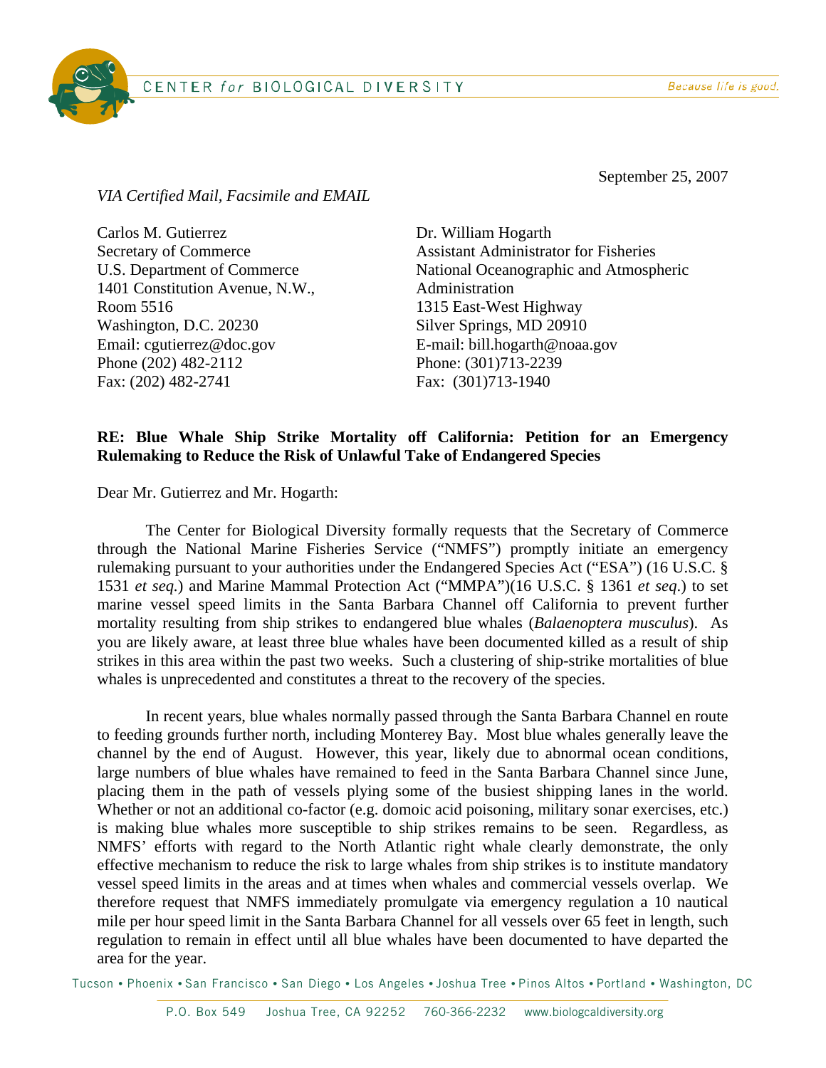CENTER *for* BIOLOGICAL DIVERSITY — *Because life is good.*

September 25, 2007

*VIA Certified Mail, Facsimile and EMAIL*

Carlos M. Gutierrez
Secretary of Commerce
U.S. Department of Commerce
1401 Constitution Avenue, N.W.,
Room 5516
Washington, D.C. 20230
Email: cgutierrez@doc.gov
Phone (202) 482-2112
Fax: (202) 482-2741

Dr. William Hogarth
Assistant Administrator for Fisheries
National Oceanographic and Atmospheric Administration
1315 East-West Highway
Silver Springs, MD 20910
E-mail: bill.hogarth@noaa.gov
Phone: (301)713-2239
Fax: (301)713-1940

**RE: Blue Whale Ship Strike Mortality off California: Petition for an Emergency Rulemaking to Reduce the Risk of Unlawful Take of Endangered Species**

Dear Mr. Gutierrez and Mr. Hogarth:

The Center for Biological Diversity formally requests that the Secretary of Commerce through the National Marine Fisheries Service ("NMFS") promptly initiate an emergency rulemaking pursuant to your authorities under the Endangered Species Act ("ESA") (16 U.S.C. § 1531 *et seq.*) and Marine Mammal Protection Act ("MMPA")(16 U.S.C. § 1361 *et seq.*) to set marine vessel speed limits in the Santa Barbara Channel off California to prevent further mortality resulting from ship strikes to endangered blue whales (*Balaenoptera musculus*). As you are likely aware, at least three blue whales have been documented killed as a result of ship strikes in this area within the past two weeks. Such a clustering of ship-strike mortalities of blue whales is unprecedented and constitutes a threat to the recovery of the species.

In recent years, blue whales normally passed through the Santa Barbara Channel en route to feeding grounds further north, including Monterey Bay. Most blue whales generally leave the channel by the end of August. However, this year, likely due to abnormal ocean conditions, large numbers of blue whales have remained to feed in the Santa Barbara Channel since June, placing them in the path of vessels plying some of the busiest shipping lanes in the world. Whether or not an additional co-factor (e.g. domoic acid poisoning, military sonar exercises, etc.) is making blue whales more susceptible to ship strikes remains to be seen. Regardless, as NMFS' efforts with regard to the North Atlantic right whale clearly demonstrate, the only effective mechanism to reduce the risk to large whales from ship strikes is to institute mandatory vessel speed limits in the areas and at times when whales and commercial vessels overlap. We therefore request that NMFS immediately promulgate via emergency regulation a 10 nautical mile per hour speed limit in the Santa Barbara Channel for all vessels over 65 feet in length, such regulation to remain in effect until all blue whales have been documented to have departed the area for the year.

Tucson • Phoenix • San Francisco • San Diego • Los Angeles • Joshua Tree • Pinos Altos • Portland • Washington, DC

P.O. Box 549 Joshua Tree, CA 92252 760-366-2232 www.biologcaldiversity.org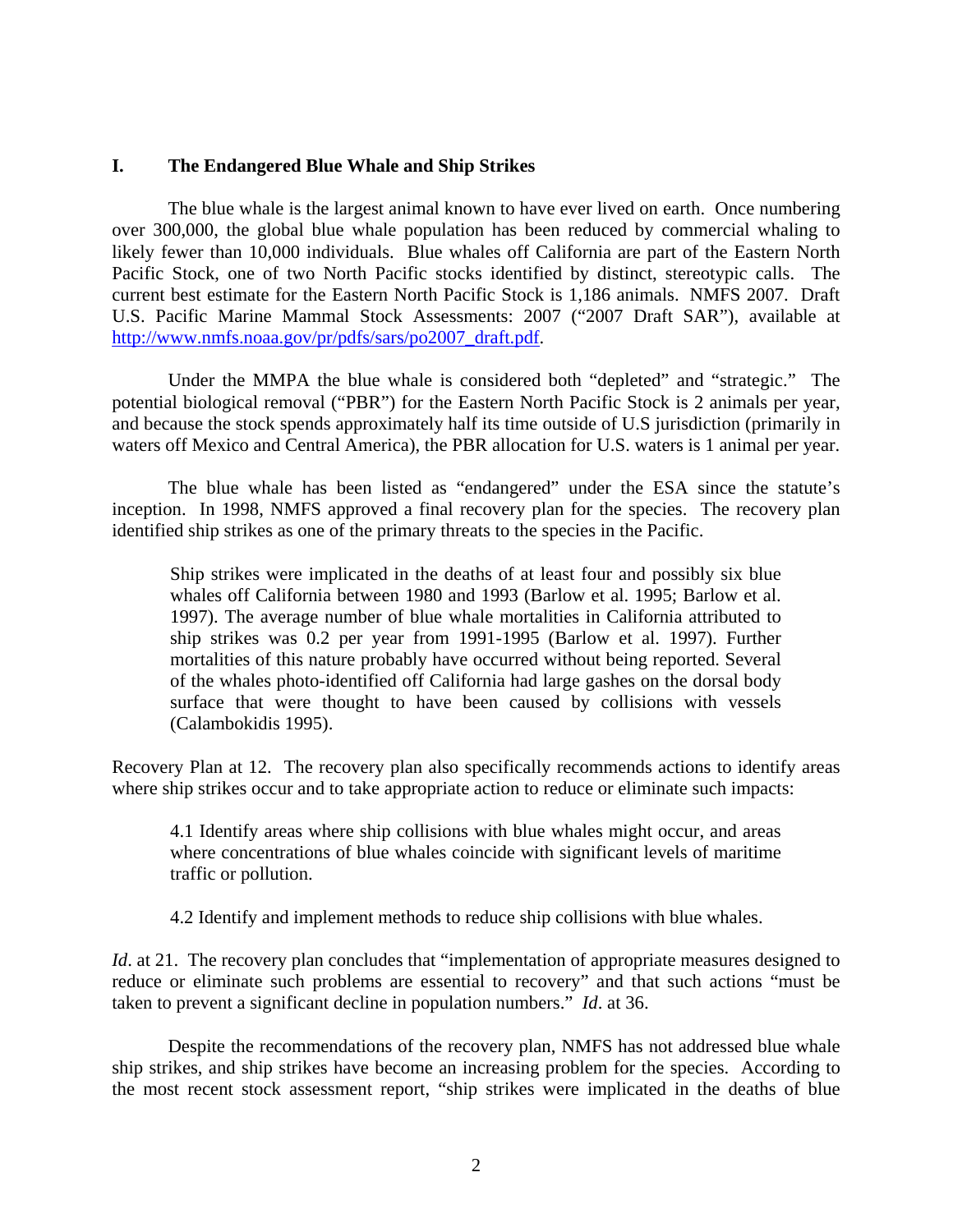## I. The Endangered Blue Whale and Ship Strikes

The blue whale is the largest animal known to have ever lived on earth. Once numbering over 300,000, the global blue whale population has been reduced by commercial whaling to likely fewer than 10,000 individuals. Blue whales off California are part of the Eastern North Pacific Stock, one of two North Pacific stocks identified by distinct, stereotypic calls. The current best estimate for the Eastern North Pacific Stock is 1,186 animals. NMFS 2007. Draft U.S. Pacific Marine Mammal Stock Assessments: 2007 ("2007 Draft SAR"), available at http://www.nmfs.noaa.gov/pr/pdfs/sars/po2007_draft.pdf.

Under the MMPA the blue whale is considered both "depleted" and "strategic." The potential biological removal ("PBR") for the Eastern North Pacific Stock is 2 animals per year, and because the stock spends approximately half its time outside of U.S jurisdiction (primarily in waters off Mexico and Central America), the PBR allocation for U.S. waters is 1 animal per year.

The blue whale has been listed as "endangered" under the ESA since the statute's inception. In 1998, NMFS approved a final recovery plan for the species. The recovery plan identified ship strikes as one of the primary threats to the species in the Pacific.

> Ship strikes were implicated in the deaths of at least four and possibly six blue whales off California between 1980 and 1993 (Barlow et al. 1995; Barlow et al. 1997). The average number of blue whale mortalities in California attributed to ship strikes was 0.2 per year from 1991-1995 (Barlow et al. 1997). Further mortalities of this nature probably have occurred without being reported. Several of the whales photo-identified off California had large gashes on the dorsal body surface that were thought to have been caused by collisions with vessels (Calambokidis 1995).

Recovery Plan at 12. The recovery plan also specifically recommends actions to identify areas where ship strikes occur and to take appropriate action to reduce or eliminate such impacts:

> 4.1 Identify areas where ship collisions with blue whales might occur, and areas where concentrations of blue whales coincide with significant levels of maritime traffic or pollution.
>
> 4.2 Identify and implement methods to reduce ship collisions with blue whales.

*Id*. at 21. The recovery plan concludes that "implementation of appropriate measures designed to reduce or eliminate such problems are essential to recovery" and that such actions "must be taken to prevent a significant decline in population numbers." *Id*. at 36.

Despite the recommendations of the recovery plan, NMFS has not addressed blue whale ship strikes, and ship strikes have become an increasing problem for the species. According to the most recent stock assessment report, "ship strikes were implicated in the deaths of blue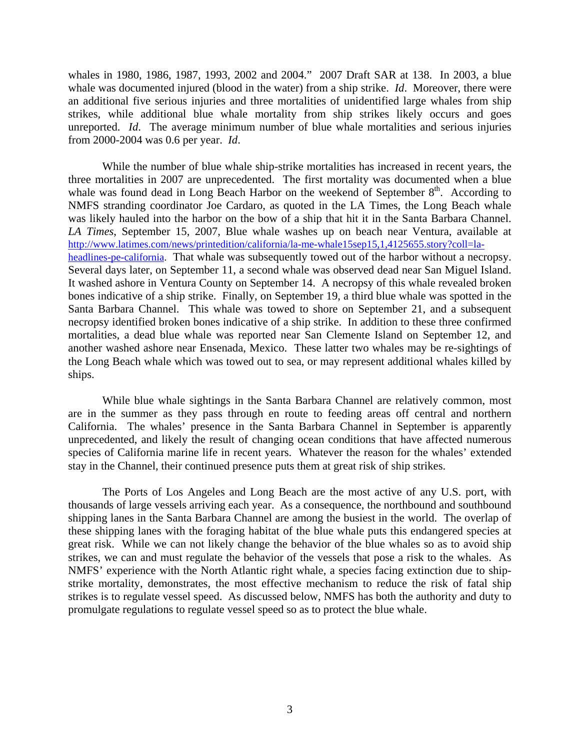whales in 1980, 1986, 1987, 1993, 2002 and 2004." 2007 Draft SAR at 138. In 2003, a blue whale was documented injured (blood in the water) from a ship strike. *Id*. Moreover, there were an additional five serious injuries and three mortalities of unidentified large whales from ship strikes, while additional blue whale mortality from ship strikes likely occurs and goes unreported. *Id*. The average minimum number of blue whale mortalities and serious injuries from 2000-2004 was 0.6 per year. *Id*.

While the number of blue whale ship-strike mortalities has increased in recent years, the three mortalities in 2007 are unprecedented. The first mortality was documented when a blue whale was found dead in Long Beach Harbor on the weekend of September 8th. According to NMFS stranding coordinator Joe Cardaro, as quoted in the LA Times, the Long Beach whale was likely hauled into the harbor on the bow of a ship that hit it in the Santa Barbara Channel. *LA Times*, September 15, 2007, Blue whale washes up on beach near Ventura, available at [http://www.latimes.com/news/printedition/california/la-me-whale15sep15,1,4125655.story?coll=la-headlines-pe-california](http://www.latimes.com/news/printedition/california/la-me-whale15sep15,1,4125655.story?coll=la-headlines-pe-california). That whale was subsequently towed out of the harbor without a necropsy. Several days later, on September 11, a second whale was observed dead near San Miguel Island. It washed ashore in Ventura County on September 14. A necropsy of this whale revealed broken bones indicative of a ship strike. Finally, on September 19, a third blue whale was spotted in the Santa Barbara Channel. This whale was towed to shore on September 21, and a subsequent necropsy identified broken bones indicative of a ship strike. In addition to these three confirmed mortalities, a dead blue whale was reported near San Clemente Island on September 12, and another washed ashore near Ensenada, Mexico. These latter two whales may be re-sightings of the Long Beach whale which was towed out to sea, or may represent additional whales killed by ships.

While blue whale sightings in the Santa Barbara Channel are relatively common, most are in the summer as they pass through en route to feeding areas off central and northern California. The whales' presence in the Santa Barbara Channel in September is apparently unprecedented, and likely the result of changing ocean conditions that have affected numerous species of California marine life in recent years. Whatever the reason for the whales' extended stay in the Channel, their continued presence puts them at great risk of ship strikes.

The Ports of Los Angeles and Long Beach are the most active of any U.S. port, with thousands of large vessels arriving each year. As a consequence, the northbound and southbound shipping lanes in the Santa Barbara Channel are among the busiest in the world. The overlap of these shipping lanes with the foraging habitat of the blue whale puts this endangered species at great risk. While we can not likely change the behavior of the blue whales so as to avoid ship strikes, we can and must regulate the behavior of the vessels that pose a risk to the whales. As NMFS' experience with the North Atlantic right whale, a species facing extinction due to ship-strike mortality, demonstrates, the most effective mechanism to reduce the risk of fatal ship strikes is to regulate vessel speed. As discussed below, NMFS has both the authority and duty to promulgate regulations to regulate vessel speed so as to protect the blue whale.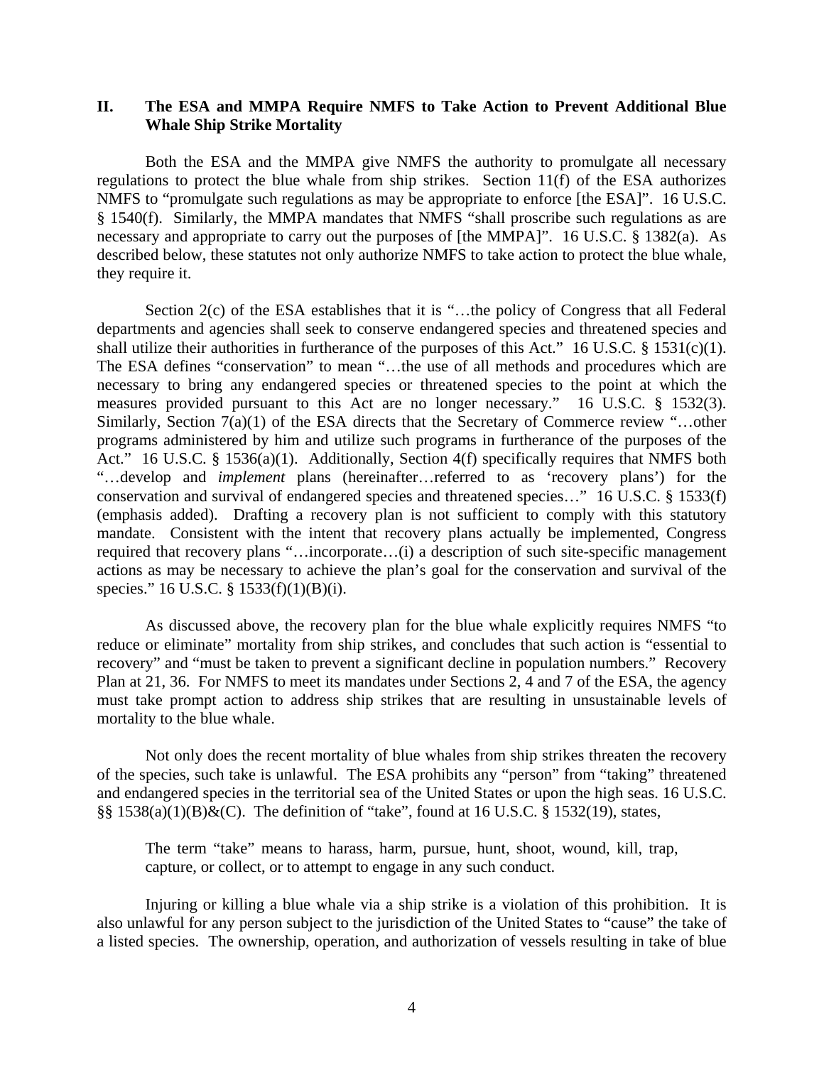## II. The ESA and MMPA Require NMFS to Take Action to Prevent Additional Blue Whale Ship Strike Mortality

Both the ESA and the MMPA give NMFS the authority to promulgate all necessary regulations to protect the blue whale from ship strikes. Section 11(f) of the ESA authorizes NMFS to "promulgate such regulations as may be appropriate to enforce [the ESA]". 16 U.S.C. § 1540(f). Similarly, the MMPA mandates that NMFS "shall proscribe such regulations as are necessary and appropriate to carry out the purposes of [the MMPA]". 16 U.S.C. § 1382(a). As described below, these statutes not only authorize NMFS to take action to protect the blue whale, they require it.

Section 2(c) of the ESA establishes that it is "…the policy of Congress that all Federal departments and agencies shall seek to conserve endangered species and threatened species and shall utilize their authorities in furtherance of the purposes of this Act." 16 U.S.C. § 1531(c)(1). The ESA defines "conservation" to mean "…the use of all methods and procedures which are necessary to bring any endangered species or threatened species to the point at which the measures provided pursuant to this Act are no longer necessary." 16 U.S.C. § 1532(3). Similarly, Section 7(a)(1) of the ESA directs that the Secretary of Commerce review "…other programs administered by him and utilize such programs in furtherance of the purposes of the Act." 16 U.S.C. § 1536(a)(1). Additionally, Section 4(f) specifically requires that NMFS both "…develop and *implement* plans (hereinafter…referred to as 'recovery plans') for the conservation and survival of endangered species and threatened species…" 16 U.S.C. § 1533(f) (emphasis added). Drafting a recovery plan is not sufficient to comply with this statutory mandate. Consistent with the intent that recovery plans actually be implemented, Congress required that recovery plans "…incorporate…(i) a description of such site-specific management actions as may be necessary to achieve the plan's goal for the conservation and survival of the species." 16 U.S.C. § 1533(f)(1)(B)(i).

As discussed above, the recovery plan for the blue whale explicitly requires NMFS "to reduce or eliminate" mortality from ship strikes, and concludes that such action is "essential to recovery" and "must be taken to prevent a significant decline in population numbers." Recovery Plan at 21, 36. For NMFS to meet its mandates under Sections 2, 4 and 7 of the ESA, the agency must take prompt action to address ship strikes that are resulting in unsustainable levels of mortality to the blue whale.

Not only does the recent mortality of blue whales from ship strikes threaten the recovery of the species, such take is unlawful. The ESA prohibits any "person" from "taking" threatened and endangered species in the territorial sea of the United States or upon the high seas. 16 U.S.C. §§ 1538(a)(1)(B)&(C). The definition of "take", found at 16 U.S.C. § 1532(19), states,

> The term "take" means to harass, harm, pursue, hunt, shoot, wound, kill, trap, capture, or collect, or to attempt to engage in any such conduct.

Injuring or killing a blue whale via a ship strike is a violation of this prohibition. It is also unlawful for any person subject to the jurisdiction of the United States to "cause" the take of a listed species. The ownership, operation, and authorization of vessels resulting in take of blue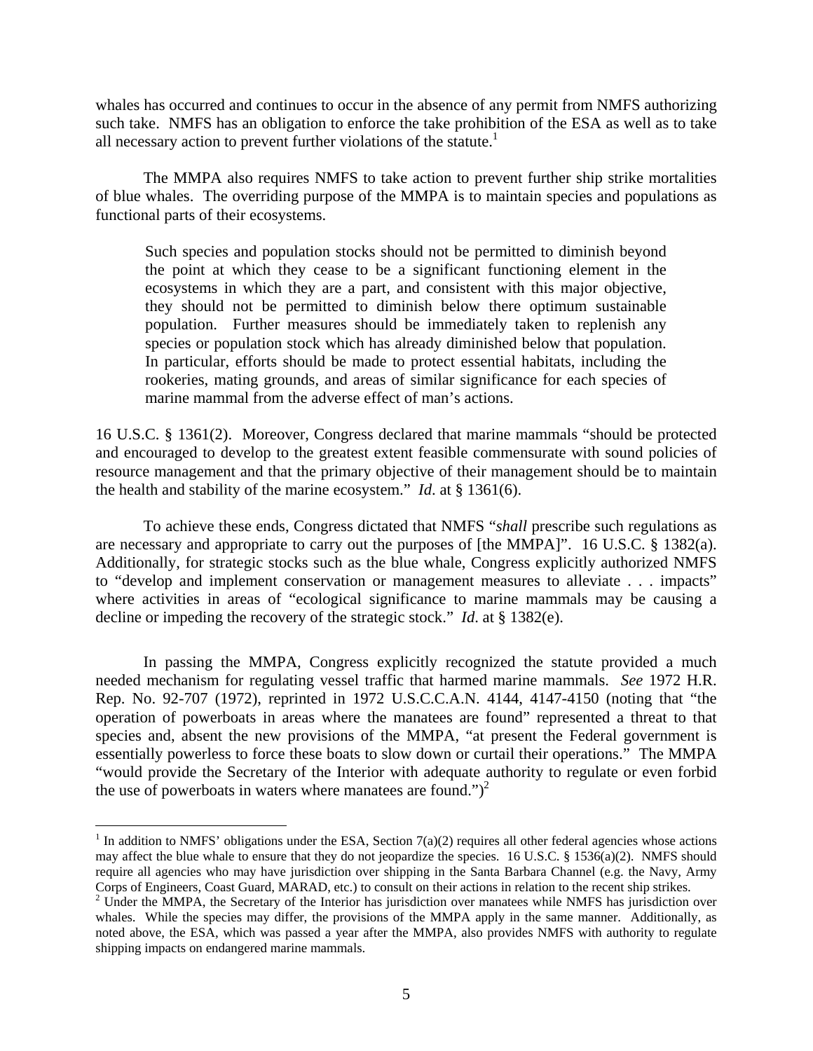whales has occurred and continues to occur in the absence of any permit from NMFS authorizing such take. NMFS has an obligation to enforce the take prohibition of the ESA as well as to take all necessary action to prevent further violations of the statute.[1]

The MMPA also requires NMFS to take action to prevent further ship strike mortalities of blue whales. The overriding purpose of the MMPA is to maintain species and populations as functional parts of their ecosystems.

> Such species and population stocks should not be permitted to diminish beyond the point at which they cease to be a significant functioning element in the ecosystems in which they are a part, and consistent with this major objective, they should not be permitted to diminish below there optimum sustainable population. Further measures should be immediately taken to replenish any species or population stock which has already diminished below that population. In particular, efforts should be made to protect essential habitats, including the rookeries, mating grounds, and areas of similar significance for each species of marine mammal from the adverse effect of man's actions.

16 U.S.C. § 1361(2). Moreover, Congress declared that marine mammals "should be protected and encouraged to develop to the greatest extent feasible commensurate with sound policies of resource management and that the primary objective of their management should be to maintain the health and stability of the marine ecosystem." *Id*. at § 1361(6).

To achieve these ends, Congress dictated that NMFS "*shall* prescribe such regulations as are necessary and appropriate to carry out the purposes of [the MMPA]". 16 U.S.C. § 1382(a). Additionally, for strategic stocks such as the blue whale, Congress explicitly authorized NMFS to "develop and implement conservation or management measures to alleviate . . . impacts" where activities in areas of "ecological significance to marine mammals may be causing a decline or impeding the recovery of the strategic stock." *Id*. at § 1382(e).

In passing the MMPA, Congress explicitly recognized the statute provided a much needed mechanism for regulating vessel traffic that harmed marine mammals. *See* 1972 H.R. Rep. No. 92-707 (1972), reprinted in 1972 U.S.C.C.A.N. 4144, 4147-4150 (noting that "the operation of powerboats in areas where the manatees are found" represented a threat to that species and, absent the new provisions of the MMPA, "at present the Federal government is essentially powerless to force these boats to slow down or curtail their operations." The MMPA "would provide the Secretary of the Interior with adequate authority to regulate or even forbid the use of powerboats in waters where manatees are found.")[2]

---

[1] In addition to NMFS' obligations under the ESA, Section 7(a)(2) requires all other federal agencies whose actions may affect the blue whale to ensure that they do not jeopardize the species. 16 U.S.C. § 1536(a)(2). NMFS should require all agencies who may have jurisdiction over shipping in the Santa Barbara Channel (e.g. the Navy, Army Corps of Engineers, Coast Guard, MARAD, etc.) to consult on their actions in relation to the recent ship strikes.

[2] Under the MMPA, the Secretary of the Interior has jurisdiction over manatees while NMFS has jurisdiction over whales. While the species may differ, the provisions of the MMPA apply in the same manner. Additionally, as noted above, the ESA, which was passed a year after the MMPA, also provides NMFS with authority to regulate shipping impacts on endangered marine mammals.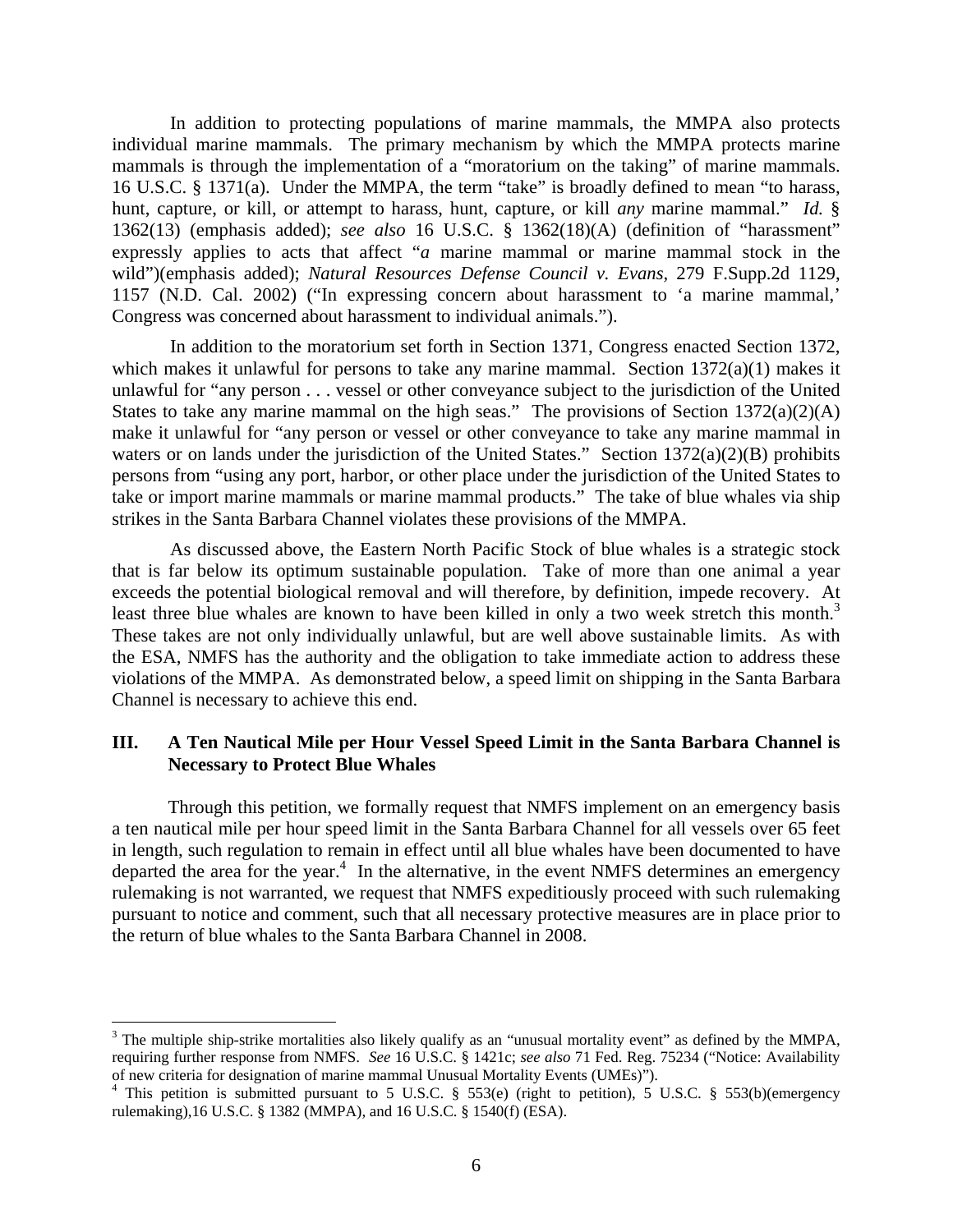In addition to protecting populations of marine mammals, the MMPA also protects individual marine mammals. The primary mechanism by which the MMPA protects marine mammals is through the implementation of a "moratorium on the taking" of marine mammals. 16 U.S.C. § 1371(a). Under the MMPA, the term "take" is broadly defined to mean "to harass, hunt, capture, or kill, or attempt to harass, hunt, capture, or kill *any* marine mammal." *Id.* § 1362(13) (emphasis added); *see also* 16 U.S.C. § 1362(18)(A) (definition of "harassment" expressly applies to acts that affect "*a* marine mammal or marine mammal stock in the wild")(emphasis added); *Natural Resources Defense Council v. Evans*, 279 F.Supp.2d 1129, 1157 (N.D. Cal. 2002) ("In expressing concern about harassment to 'a marine mammal,' Congress was concerned about harassment to individual animals.").

In addition to the moratorium set forth in Section 1371, Congress enacted Section 1372, which makes it unlawful for persons to take any marine mammal. Section 1372(a)(1) makes it unlawful for "any person . . . vessel or other conveyance subject to the jurisdiction of the United States to take any marine mammal on the high seas." The provisions of Section 1372(a)(2)(A) make it unlawful for "any person or vessel or other conveyance to take any marine mammal in waters or on lands under the jurisdiction of the United States." Section 1372(a)(2)(B) prohibits persons from "using any port, harbor, or other place under the jurisdiction of the United States to take or import marine mammals or marine mammal products." The take of blue whales via ship strikes in the Santa Barbara Channel violates these provisions of the MMPA.

As discussed above, the Eastern North Pacific Stock of blue whales is a strategic stock that is far below its optimum sustainable population. Take of more than one animal a year exceeds the potential biological removal and will therefore, by definition, impede recovery. At least three blue whales are known to have been killed in only a two week stretch this month.[3] These takes are not only individually unlawful, but are well above sustainable limits. As with the ESA, NMFS has the authority and the obligation to take immediate action to address these violations of the MMPA. As demonstrated below, a speed limit on shipping in the Santa Barbara Channel is necessary to achieve this end.

## III. A Ten Nautical Mile per Hour Vessel Speed Limit in the Santa Barbara Channel is Necessary to Protect Blue Whales

Through this petition, we formally request that NMFS implement on an emergency basis a ten nautical mile per hour speed limit in the Santa Barbara Channel for all vessels over 65 feet in length, such regulation to remain in effect until all blue whales have been documented to have departed the area for the year.[4] In the alternative, in the event NMFS determines an emergency rulemaking is not warranted, we request that NMFS expeditiously proceed with such rulemaking pursuant to notice and comment, such that all necessary protective measures are in place prior to the return of blue whales to the Santa Barbara Channel in 2008.

---

[3] The multiple ship-strike mortalities also likely qualify as an "unusual mortality event" as defined by the MMPA, requiring further response from NMFS. *See* 16 U.S.C. § 1421c; *see also* 71 Fed. Reg. 75234 ("Notice: Availability of new criteria for designation of marine mammal Unusual Mortality Events (UMEs)").

[4] This petition is submitted pursuant to 5 U.S.C. § 553(e) (right to petition), 5 U.S.C. § 553(b)(emergency rulemaking),16 U.S.C. § 1382 (MMPA), and 16 U.S.C. § 1540(f) (ESA).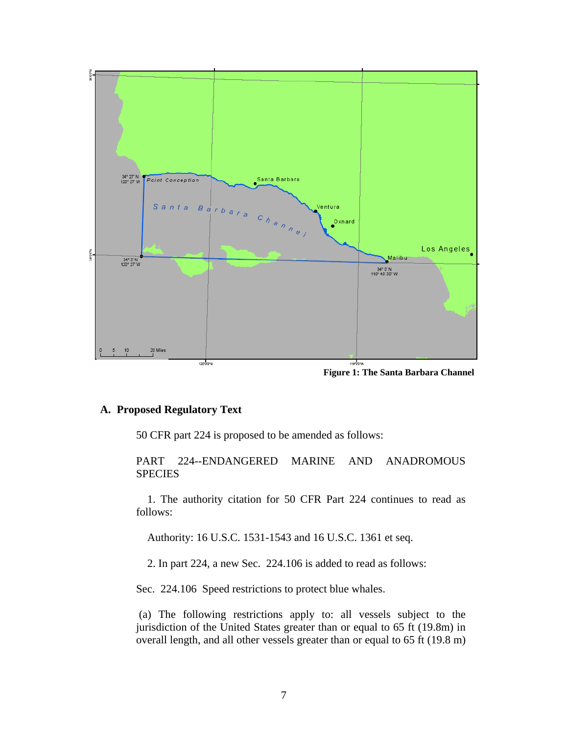Figure 1: The Santa Barbara Channel

## A. Proposed Regulatory Text

50 CFR part 224 is proposed to be amended as follows:

PART 224--ENDANGERED MARINE AND ANADROMOUS SPECIES

1. The authority citation for 50 CFR Part 224 continues to read as follows:

Authority: 16 U.S.C. 1531-1543 and 16 U.S.C. 1361 et seq.

2. In part 224, a new Sec. 224.106 is added to read as follows:

Sec. 224.106 Speed restrictions to protect blue whales.

(a) The following restrictions apply to: all vessels subject to the jurisdiction of the United States greater than or equal to 65 ft (19.8m) in overall length, and all other vessels greater than or equal to 65 ft (19.8 m)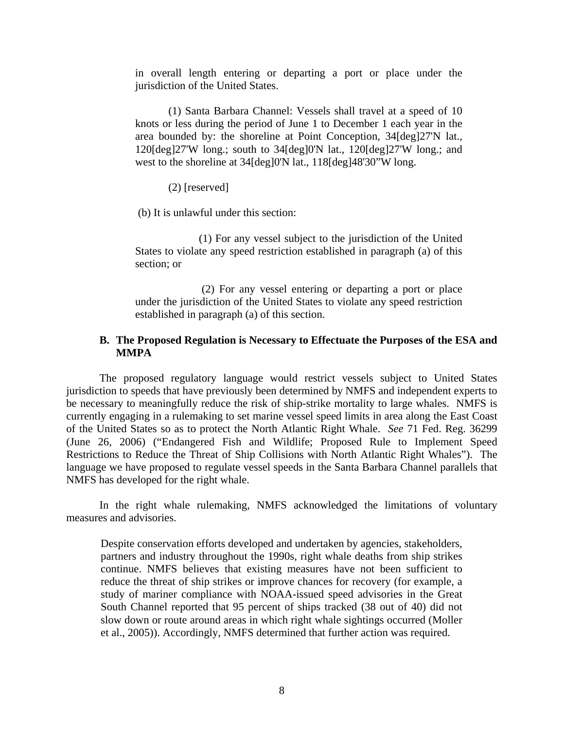in overall length entering or departing a port or place under the jurisdiction of the United States.

> (1) Santa Barbara Channel: Vessels shall travel at a speed of 10 knots or less during the period of June 1 to December 1 each year in the area bounded by: the shoreline at Point Conception, 34[deg]27'N lat., 120[deg]27'W long.; south to 34[deg]0'N lat., 120[deg]27'W long.; and west to the shoreline at 34[deg]0'N lat., 118[deg]48'30"W long.
>
> (2) [reserved]
>
> (b) It is unlawful under this section:
>
> (1) For any vessel subject to the jurisdiction of the United States to violate any speed restriction established in paragraph (a) of this section; or
>
> (2) For any vessel entering or departing a port or place under the jurisdiction of the United States to violate any speed restriction established in paragraph (a) of this section.

### B. The Proposed Regulation is Necessary to Effectuate the Purposes of the ESA and MMPA

The proposed regulatory language would restrict vessels subject to United States jurisdiction to speeds that have previously been determined by NMFS and independent experts to be necessary to meaningfully reduce the risk of ship-strike mortality to large whales. NMFS is currently engaging in a rulemaking to set marine vessel speed limits in area along the East Coast of the United States so as to protect the North Atlantic Right Whale. *See* 71 Fed. Reg. 36299 (June 26, 2006) ("Endangered Fish and Wildlife; Proposed Rule to Implement Speed Restrictions to Reduce the Threat of Ship Collisions with North Atlantic Right Whales"). The language we have proposed to regulate vessel speeds in the Santa Barbara Channel parallels that NMFS has developed for the right whale.

In the right whale rulemaking, NMFS acknowledged the limitations of voluntary measures and advisories.

> Despite conservation efforts developed and undertaken by agencies, stakeholders, partners and industry throughout the 1990s, right whale deaths from ship strikes continue. NMFS believes that existing measures have not been sufficient to reduce the threat of ship strikes or improve chances for recovery (for example, a study of mariner compliance with NOAA-issued speed advisories in the Great South Channel reported that 95 percent of ships tracked (38 out of 40) did not slow down or route around areas in which right whale sightings occurred (Moller et al., 2005)). Accordingly, NMFS determined that further action was required.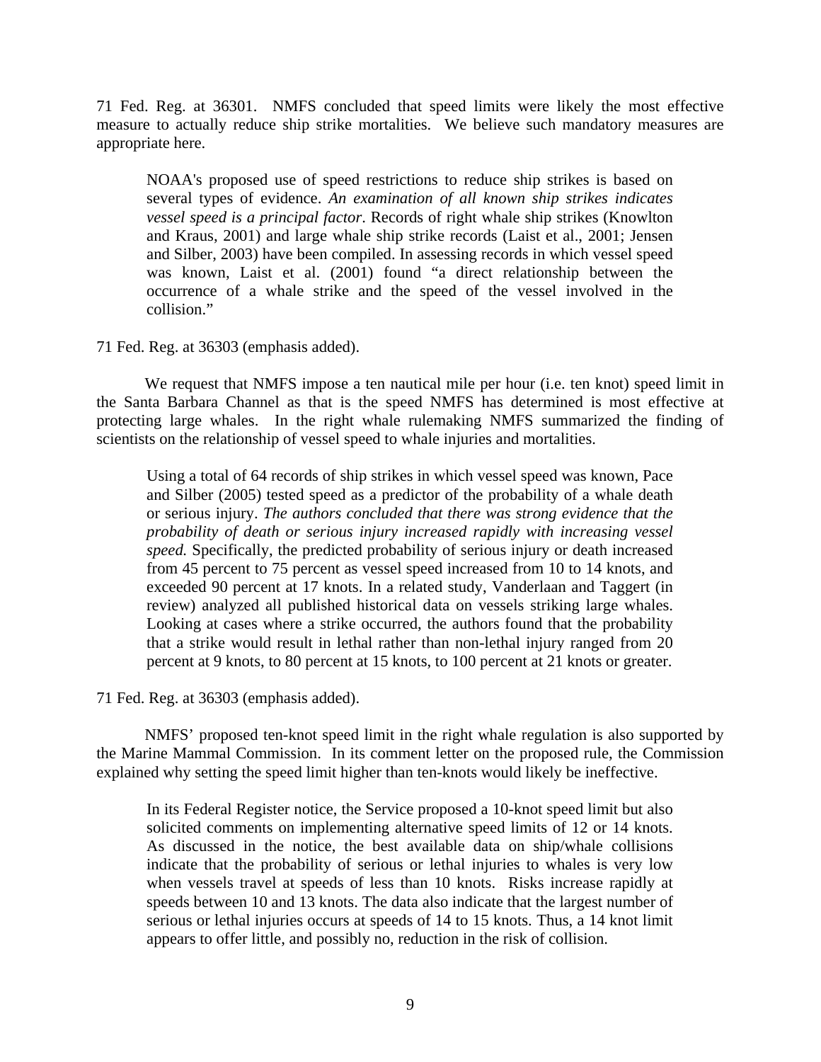71 Fed. Reg. at 36301. NMFS concluded that speed limits were likely the most effective measure to actually reduce ship strike mortalities. We believe such mandatory measures are appropriate here.

> NOAA's proposed use of speed restrictions to reduce ship strikes is based on several types of evidence. *An examination of all known ship strikes indicates vessel speed is a principal factor*. Records of right whale ship strikes (Knowlton and Kraus, 2001) and large whale ship strike records (Laist et al., 2001; Jensen and Silber, 2003) have been compiled. In assessing records in which vessel speed was known, Laist et al. (2001) found "a direct relationship between the occurrence of a whale strike and the speed of the vessel involved in the collision."

71 Fed. Reg. at 36303 (emphasis added).

We request that NMFS impose a ten nautical mile per hour (i.e. ten knot) speed limit in the Santa Barbara Channel as that is the speed NMFS has determined is most effective at protecting large whales. In the right whale rulemaking NMFS summarized the finding of scientists on the relationship of vessel speed to whale injuries and mortalities.

> Using a total of 64 records of ship strikes in which vessel speed was known, Pace and Silber (2005) tested speed as a predictor of the probability of a whale death or serious injury. *The authors concluded that there was strong evidence that the probability of death or serious injury increased rapidly with increasing vessel speed.* Specifically, the predicted probability of serious injury or death increased from 45 percent to 75 percent as vessel speed increased from 10 to 14 knots, and exceeded 90 percent at 17 knots. In a related study, Vanderlaan and Taggert (in review) analyzed all published historical data on vessels striking large whales. Looking at cases where a strike occurred, the authors found that the probability that a strike would result in lethal rather than non-lethal injury ranged from 20 percent at 9 knots, to 80 percent at 15 knots, to 100 percent at 21 knots or greater.

71 Fed. Reg. at 36303 (emphasis added).

NMFS' proposed ten-knot speed limit in the right whale regulation is also supported by the Marine Mammal Commission. In its comment letter on the proposed rule, the Commission explained why setting the speed limit higher than ten-knots would likely be ineffective.

> In its Federal Register notice, the Service proposed a 10-knot speed limit but also solicited comments on implementing alternative speed limits of 12 or 14 knots. As discussed in the notice, the best available data on ship/whale collisions indicate that the probability of serious or lethal injuries to whales is very low when vessels travel at speeds of less than 10 knots. Risks increase rapidly at speeds between 10 and 13 knots. The data also indicate that the largest number of serious or lethal injuries occurs at speeds of 14 to 15 knots. Thus, a 14 knot limit appears to offer little, and possibly no, reduction in the risk of collision.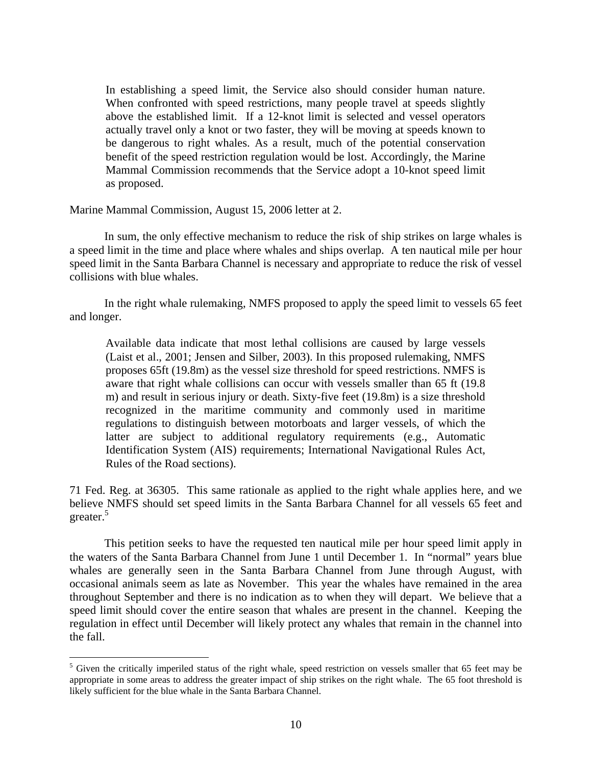> In establishing a speed limit, the Service also should consider human nature. When confronted with speed restrictions, many people travel at speeds slightly above the established limit. If a 12-knot limit is selected and vessel operators actually travel only a knot or two faster, they will be moving at speeds known to be dangerous to right whales. As a result, much of the potential conservation benefit of the speed restriction regulation would be lost. Accordingly, the Marine Mammal Commission recommends that the Service adopt a 10-knot speed limit as proposed.

Marine Mammal Commission, August 15, 2006 letter at 2.

In sum, the only effective mechanism to reduce the risk of ship strikes on large whales is a speed limit in the time and place where whales and ships overlap. A ten nautical mile per hour speed limit in the Santa Barbara Channel is necessary and appropriate to reduce the risk of vessel collisions with blue whales.

In the right whale rulemaking, NMFS proposed to apply the speed limit to vessels 65 feet and longer.

> Available data indicate that most lethal collisions are caused by large vessels (Laist et al., 2001; Jensen and Silber, 2003). In this proposed rulemaking, NMFS proposes 65ft (19.8m) as the vessel size threshold for speed restrictions. NMFS is aware that right whale collisions can occur with vessels smaller than 65 ft (19.8 m) and result in serious injury or death. Sixty-five feet (19.8m) is a size threshold recognized in the maritime community and commonly used in maritime regulations to distinguish between motorboats and larger vessels, of which the latter are subject to additional regulatory requirements (e.g., Automatic Identification System (AIS) requirements; International Navigational Rules Act, Rules of the Road sections).

71 Fed. Reg. at 36305. This same rationale as applied to the right whale applies here, and we believe NMFS should set speed limits in the Santa Barbara Channel for all vessels 65 feet and greater.[5]

This petition seeks to have the requested ten nautical mile per hour speed limit apply in the waters of the Santa Barbara Channel from June 1 until December 1. In "normal" years blue whales are generally seen in the Santa Barbara Channel from June through August, with occasional animals seem as late as November. This year the whales have remained in the area throughout September and there is no indication as to when they will depart. We believe that a speed limit should cover the entire season that whales are present in the channel. Keeping the regulation in effect until December will likely protect any whales that remain in the channel into the fall.

---

[5] Given the critically imperiled status of the right whale, speed restriction on vessels smaller that 65 feet may be appropriate in some areas to address the greater impact of ship strikes on the right whale. The 65 foot threshold is likely sufficient for the blue whale in the Santa Barbara Channel.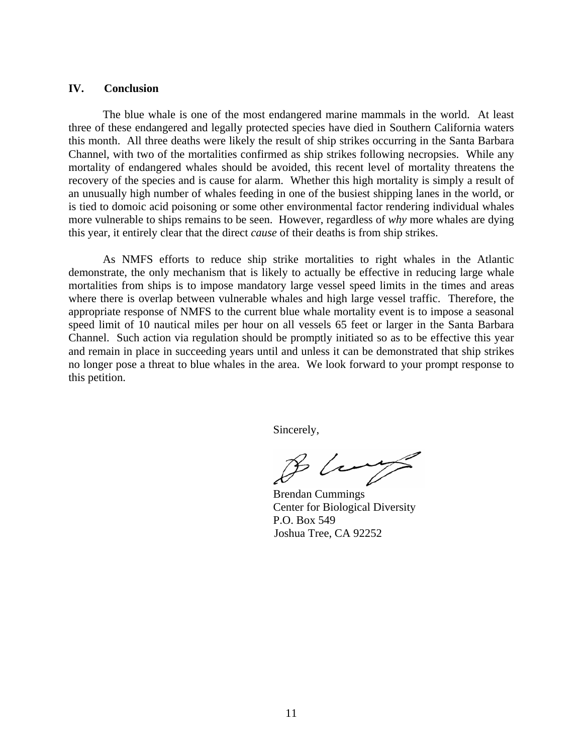## IV. Conclusion

The blue whale is one of the most endangered marine mammals in the world. At least three of these endangered and legally protected species have died in Southern California waters this month. All three deaths were likely the result of ship strikes occurring in the Santa Barbara Channel, with two of the mortalities confirmed as ship strikes following necropsies. While any mortality of endangered whales should be avoided, this recent level of mortality threatens the recovery of the species and is cause for alarm. Whether this high mortality is simply a result of an unusually high number of whales feeding in one of the busiest shipping lanes in the world, or is tied to domoic acid poisoning or some other environmental factor rendering individual whales more vulnerable to ships remains to be seen. However, regardless of *why* more whales are dying this year, it entirely clear that the direct *cause* of their deaths is from ship strikes.

As NMFS efforts to reduce ship strike mortalities to right whales in the Atlantic demonstrate, the only mechanism that is likely to actually be effective in reducing large whale mortalities from ships is to impose mandatory large vessel speed limits in the times and areas where there is overlap between vulnerable whales and high large vessel traffic. Therefore, the appropriate response of NMFS to the current blue whale mortality event is to impose a seasonal speed limit of 10 nautical miles per hour on all vessels 65 feet or larger in the Santa Barbara Channel. Such action via regulation should be promptly initiated so as to be effective this year and remain in place in succeeding years until and unless it can be demonstrated that ship strikes no longer pose a threat to blue whales in the area. We look forward to your prompt response to this petition.

Sincerely,

Brendan Cummings
Center for Biological Diversity
P.O. Box 549
Joshua Tree, CA 92252